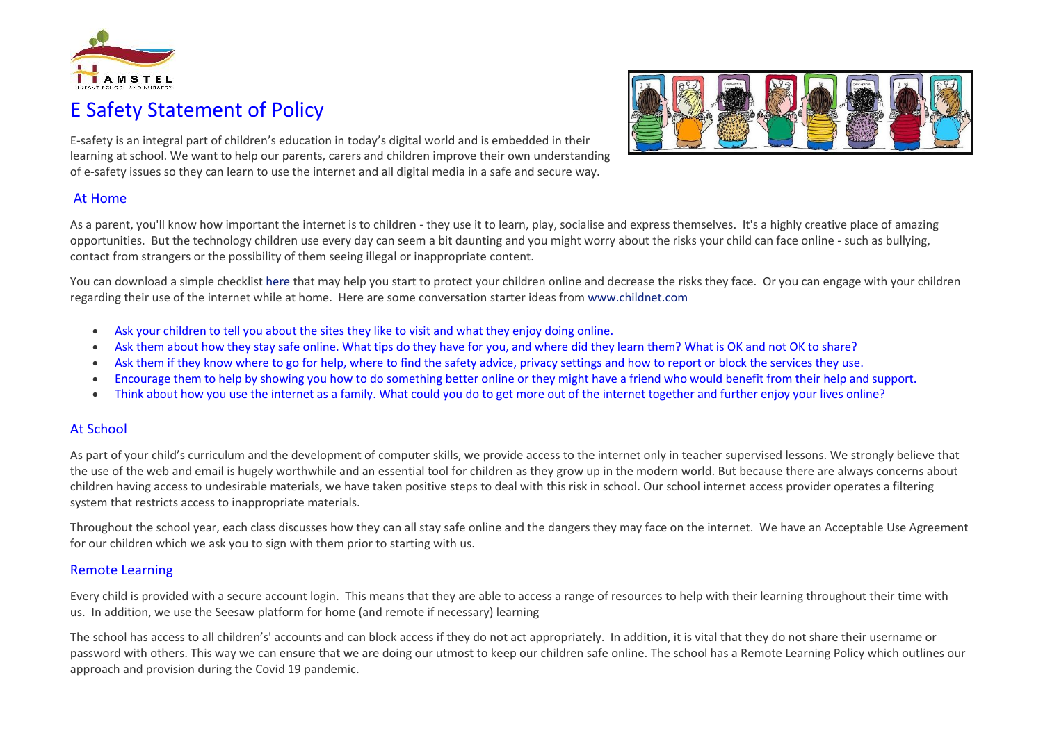# E Safety Statement of Policy

E-safety is an integral part of children's education in today's digital world and is embedded in their learning at school. We want to help our parents, carers and children improve their own understanding of e-safety issues so they can learn to use the internet and all digital media in a safe and secure way.

## At Home

As a parent, you'll know how important the internet is to children - they use it to learn, play, socialise and express themselves. It's a highly creative place of amazing opportunities. But the technology children use every day can seem a bit daunting and you might worry about the risks your child can face online - such as bullying, contact from strangers or the possibility of them seeing illegal or inappropriate content.

You can download a simple checklist here that may help you start to protect your children online and decrease the risks they face. Or you can engage with your children regarding their use of the internet while at home. Here are some conversation starter ideas from www.childnet.com

- Ask your children to tell you about the sites they like to visit and what they enjoy doing online.
- Ask them about how they stay safe online. What tips do they have for you, and where did they learn them? What is OK and not OK to share?
- Ask them if they know where to go for help, where to find the safety advice, privacy settings and how to report or block the services they use.
- Encourage them to help by showing you how to do something better online or they might have a friend who would benefit from their help and support.
- Think about how you use the internet as a family. What could you do to get more out of the internet together and further enjoy your lives online?

## At School

As part of your child's curriculum and the development of computer skills, we provide access to the internet only in teacher supervised lessons. We strongly believe that the use of the web and email is hugely worthwhile and an essential tool for children as they grow up in the modern world. But because there are always concerns about children having access to undesirable materials, we have taken positive steps to deal with this risk in school. Our school internet access provider operates a filtering system that restricts access to inappropriate materials.

Throughout the school year, each class discusses how they can all stay safe online and the dangers they may face on the internet. We have an Acceptable Use Agreement for our children which we ask you to sign with them prior to starting with us.

## Remote Learning

Every child is provided with a secure account login. This means that they are able to access a range of resources to help with their learning throughout their time with us. In addition, we use the Seesaw platform for home (and remote if necessary) learning

The school has access to all children's' accounts and can block access if they do not act appropriately. In addition, it is vital that they do not share their username or password with others. This way we can ensure that we are doing our utmost to keep our children safe online. The school has a Remote Learning Policy which outlines our approach and provision during the Covid 19 pandemic.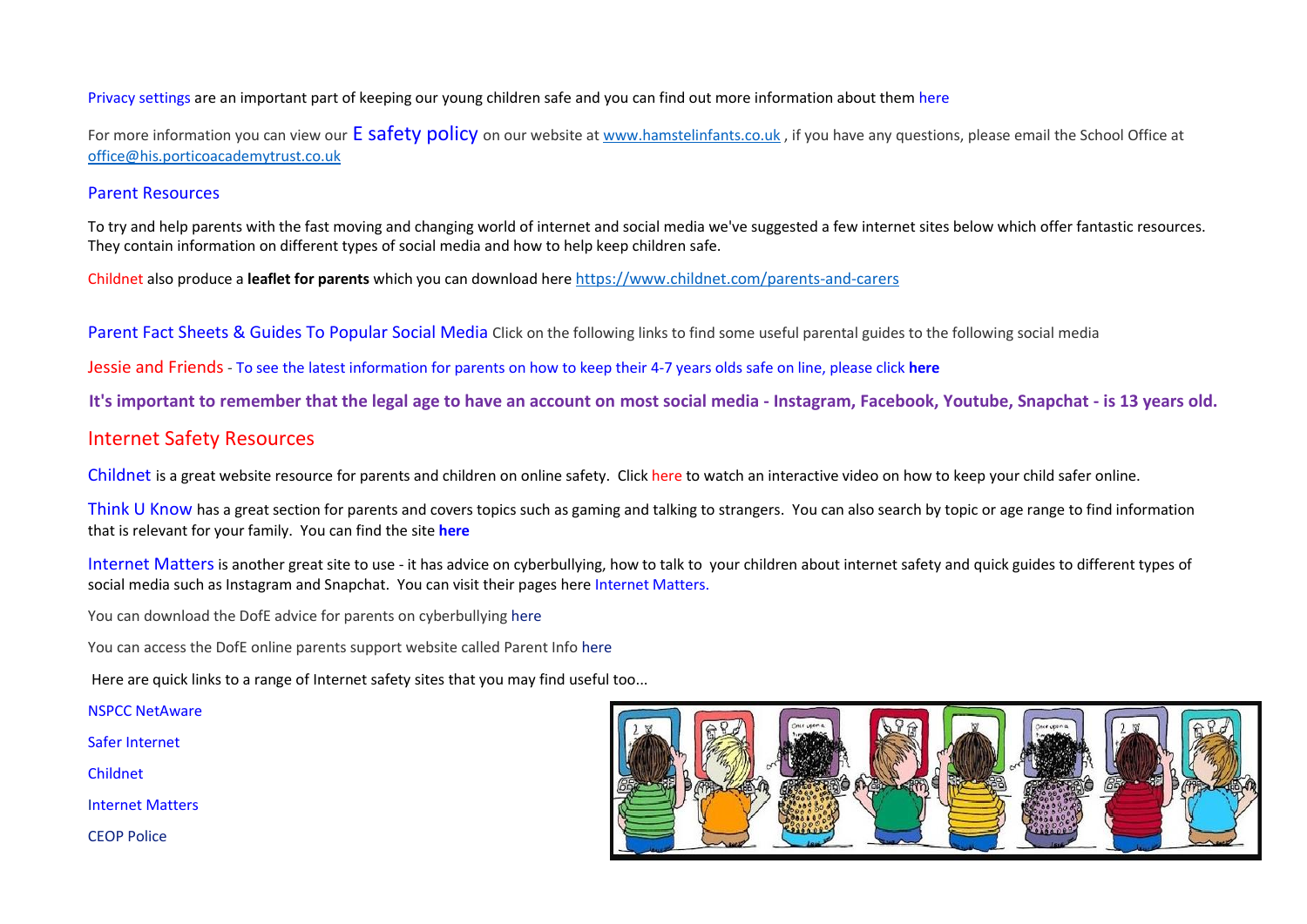Privacy settings are an important part of keeping our young children safe and you can find out more information about them here

For more information you can view our E safety policy on our website at www.hamstelinfants.co.uk , if you have any questions, please email the School Office at office@his.porticoacademytrust.co.uk

## Parent Resources

To try and help parents with the fast moving and changing world of internet and social media we've suggested a few internet sites below which offer fantastic resources. They contain information on different types of social media and how to help keep children safe.

Childnet also produce a **leaflet for parents** which you can download here https://www.childnet.com/parents-and-carers

Parent Fact Sheets & Guides To Popular Social Media Click on the following links to find some useful parental guides to the following social media

Jessie and Friends - To see the latest information for parents on how to keep their 4-7 years olds safe on line, please click **here**

**It's important to remember that the legal age to have an account on most social media - Instagram, Facebook, Youtube, Snapchat - is 13 years old.**

## Internet Safety Resources

Childnet is a great website resource for parents and children on online safety. Click here to watch an interactive video on how to keep your child safer online.

Think U Know has a great section for parents and covers topics such as gaming and talking to strangers. You can also search by topic or age range to find information that is relevant for your family. You can find the site **here**

Internet Matters is another great site to use - it has advice on cyberbullying, how to talk to your children about internet safety and quick guides to different types of social media such as Instagram and Snapchat. You can visit their pages here Internet Matters.

You can download the DofE advice for parents on cyberbullying here

You can access the DofE online parents support website called Parent Info here

Here are quick links to a range of Internet safety sites that you may find useful too...

NSPCC NetAware

Safer Internet

Childnet

Internet Matters

CEOP Police